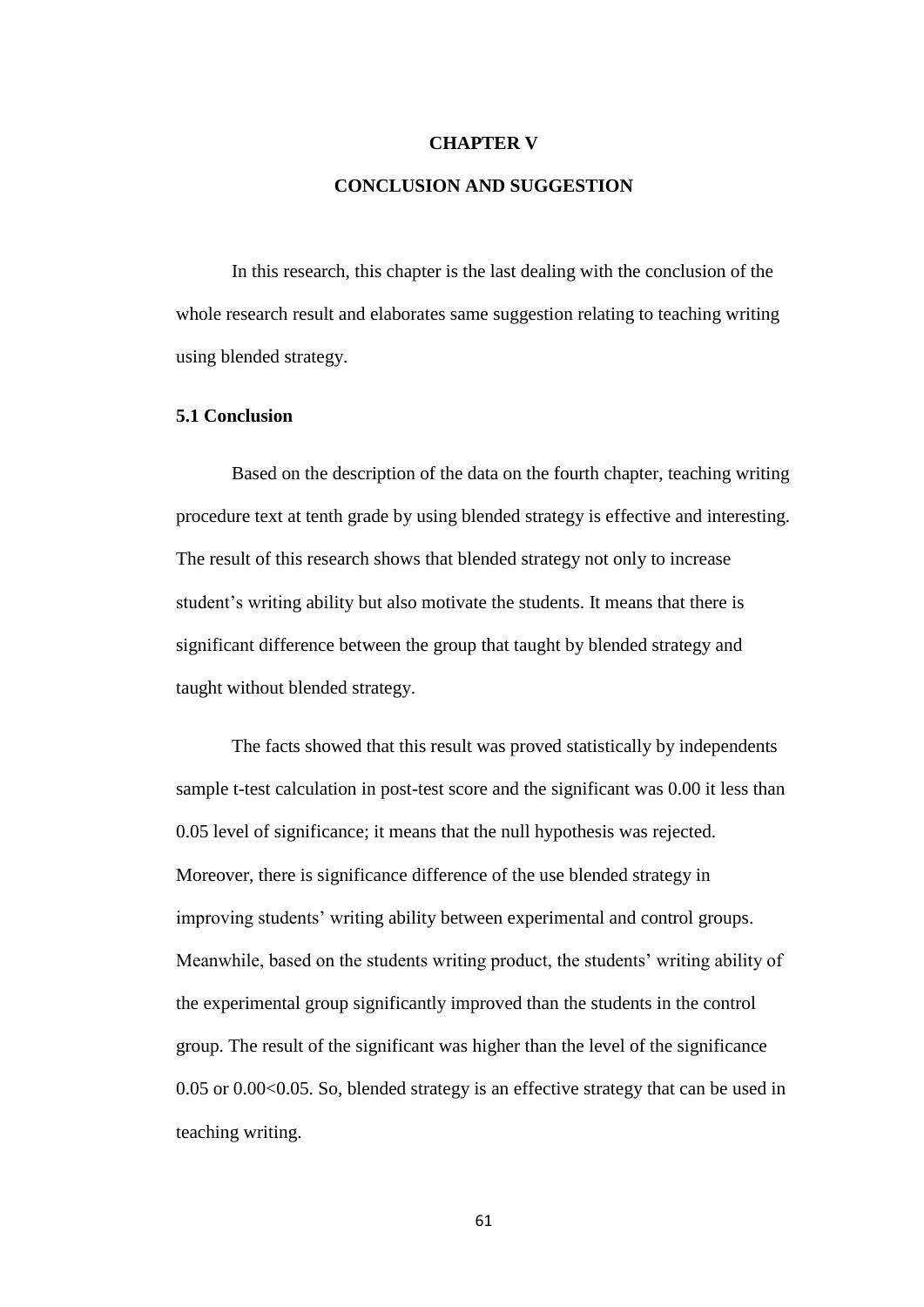# CHAPTER V

# CONCLUSION AND SUGGESTION

In this research, this chapter is the last dealing with the conclusion of the whole research result and elaborates same suggestion relating to teaching writing using blended strategy.

## 5.1 Conclusion

Based on the description of the data on the fourth chapter, teaching writing procedure text at tenth grade by using blended strategy is effective and interesting. The result of this research shows that blended strategy not only to increase student's writing ability but also motivate the students. It means that there is significant difference between the group that taught by blended strategy and taught without blended strategy.

The facts showed that this result was proved statistically by independents sample t-test calculation in post-test score and the significant was 0.00 it less than 0.05 level of significance; it means that the null hypothesis was rejected. Moreover, there is significance difference of the use blended strategy in improving students' writing ability between experimental and control groups. Meanwhile, based on the students writing product, the students' writing ability of the experimental group significantly improved than the students in the control group. The result of the significant was higher than the level of the significance 0.05 or $0.00<0.05$. So, blended strategy is an effective strategy that can be used in teaching writing.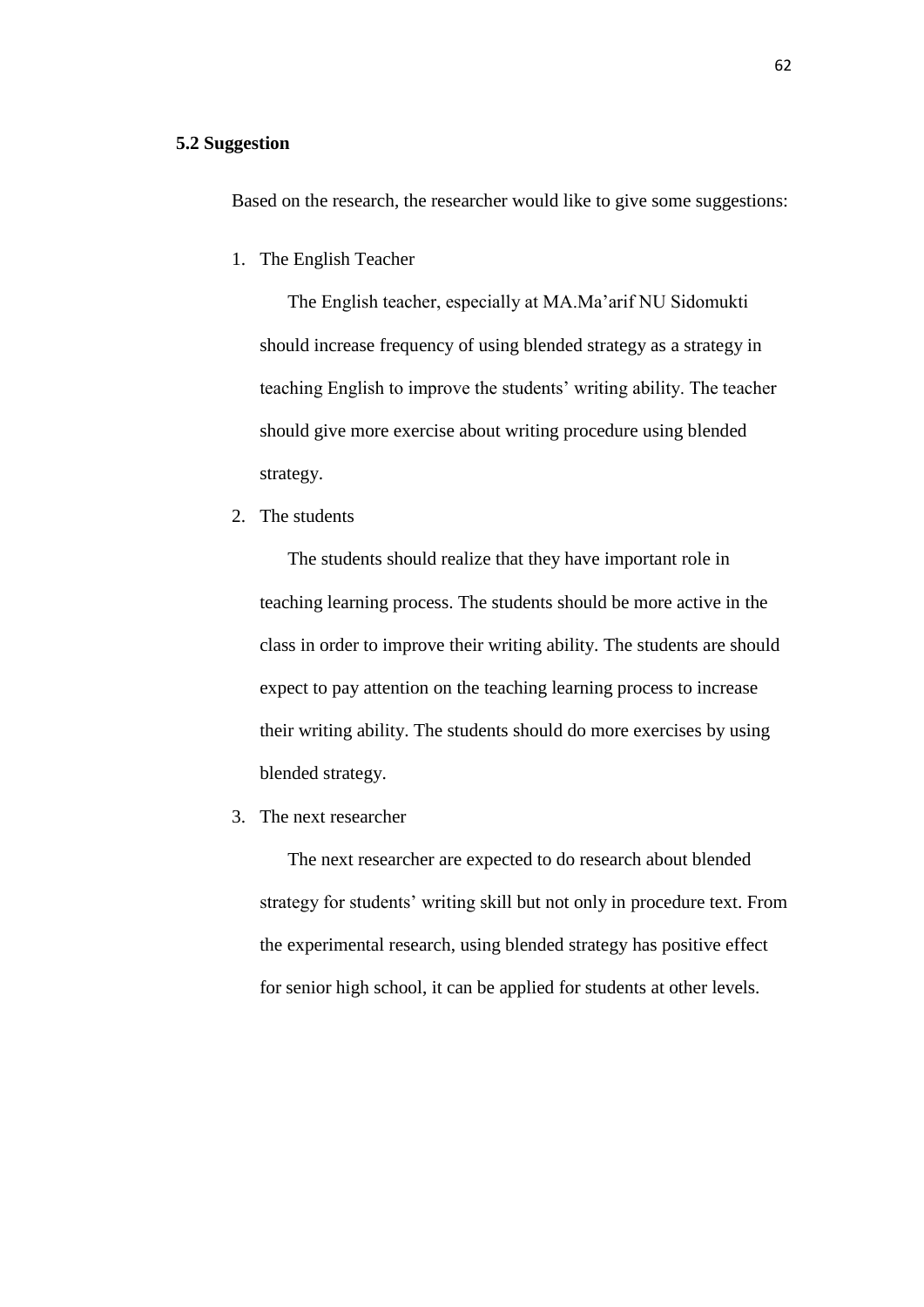## 5.2 Suggestion

Based on the research, the researcher would like to give some suggestions:

1. The English Teacher

   The English teacher, especially at MA.Ma'arif NU Sidomukti should increase frequency of using blended strategy as a strategy in teaching English to improve the students' writing ability. The teacher should give more exercise about writing procedure using blended strategy.

2. The students

   The students should realize that they have important role in teaching learning process. The students should be more active in the class in order to improve their writing ability. The students are should expect to pay attention on the teaching learning process to increase their writing ability. The students should do more exercises by using blended strategy.

3. The next researcher

   The next researcher are expected to do research about blended strategy for students' writing skill but not only in procedure text. From the experimental research, using blended strategy has positive effect for senior high school, it can be applied for students at other levels.